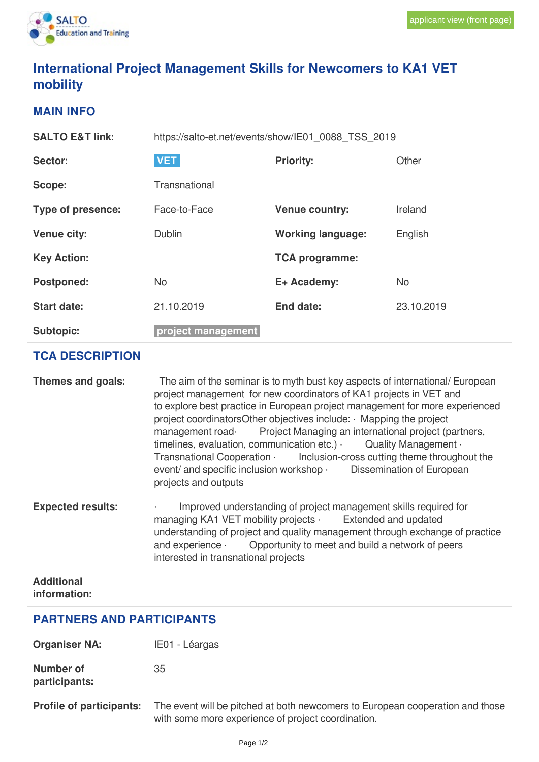applicant view (front page)

# International Project Management Skills for Newcomers to KA1 VET mobility

## MAIN INFO

| | | | |
|---|---|---|---|
| **SALTO E&T link:** | https://salto-et.net/events/show/IE01_0088_TSS_2019 | | |
| **Sector:** | VET | **Priority:** | Other |
| **Scope:** | Transnational | | |
| **Type of presence:** | Face-to-Face | **Venue country:** | Ireland |
| **Venue city:** | Dublin | **Working language:** | English |
| **Key Action:** | | **TCA programme:** | |
| **Postponed:** | No | **E+ Academy:** | No |
| **Start date:** | 21.10.2019 | **End date:** | 23.10.2019 |
| **Subtopic:** | project management | | |

## TCA DESCRIPTION

**Themes and goals:**

The aim of the seminar is to myth bust key aspects of international/ European project management for new coordinators of KA1 projects in VET and to explore best practice in European project management for more experienced project coordinatorsOther objectives include: · Mapping the project management road· Project Managing an international project (partners, timelines, evaluation, communication etc.) · Quality Management · Transnational Cooperation · Inclusion-cross cutting theme throughout the event/ and specific inclusion workshop · Dissemination of European projects and outputs

**Expected results:**

· Improved understanding of project management skills required for managing KA1 VET mobility projects · Extended and updated understanding of project and quality management through exchange of practice and experience · Opportunity to meet and build a network of peers interested in transnational projects

**Additional information:**

## PARTNERS AND PARTICIPANTS

**Organiser NA:** IE01 - Léargas

**Number of participants:** 35

**Profile of participants:** The event will be pitched at both newcomers to European cooperation and those with some more experience of project coordination.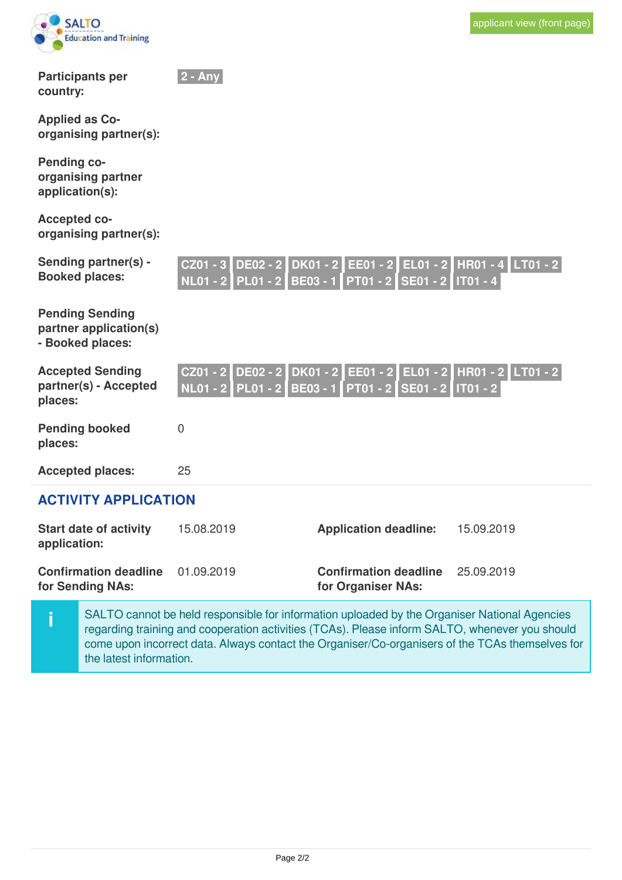applicant view (front page)

**Participants per country:** 2 - Any

**Applied as Co-organising partner(s):**

**Pending co-organising partner application(s):**

**Accepted co-organising partner(s):**

**Sending partner(s) - Booked places:** CZ01 - 3 DE02 - 2 DK01 - 2 EE01 - 2 EL01 - 2 HR01 - 4 LT01 - 2 NL01 - 2 PL01 - 2 BE03 - 1 PT01 - 2 SE01 - 2 IT01 - 4

**Pending Sending partner application(s) - Booked places:**

**Accepted Sending partner(s) - Accepted places:** CZ01 - 2 DE02 - 2 DK01 - 2 EE01 - 2 EL01 - 2 HR01 - 2 LT01 - 2 NL01 - 2 PL01 - 2 BE03 - 1 PT01 - 2 SE01 - 2 IT01 - 2

**Pending booked places:** 0

**Accepted places:** 25

## ACTIVITY APPLICATION

**Start date of activity application:** 15.08.2019

**Application deadline:** 15.09.2019

**Confirmation deadline for Sending NAs:** 01.09.2019

**Confirmation deadline for Organiser NAs:** 25.09.2019

SALTO cannot be held responsible for information uploaded by the Organiser National Agencies regarding training and cooperation activities (TCAs). Please inform SALTO, whenever you should come upon incorrect data. Always contact the Organiser/Co-organisers of the TCAs themselves for the latest information.